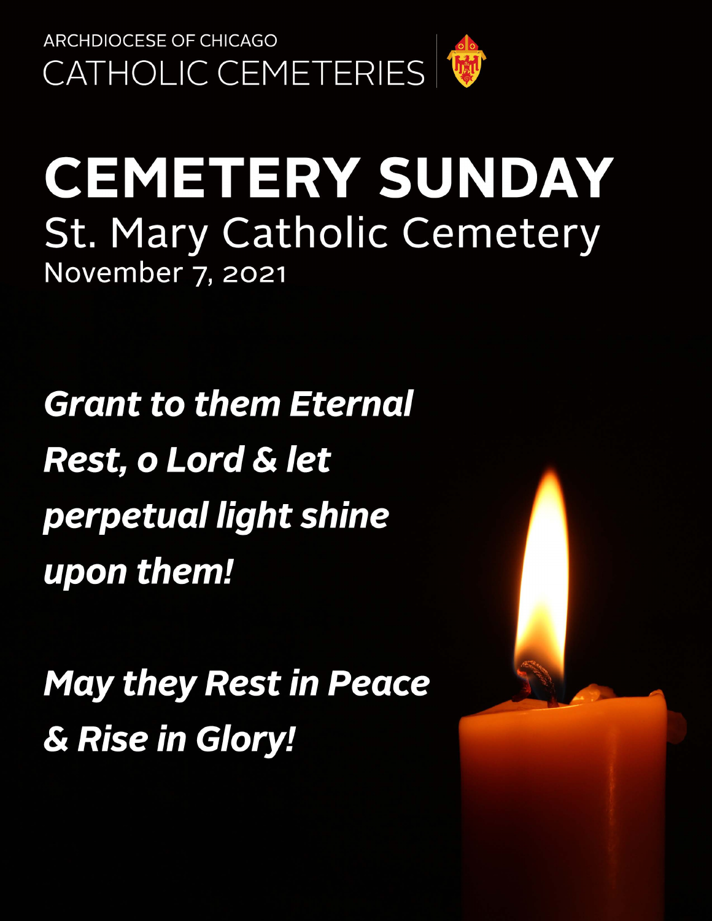ARCHDIOCESE OF CHICAGO
CATHOLIC CEMETERIES

# CEMETERY SUNDAY

## St. Mary Catholic Cemetery

November 7, 2021

***Grant to them Eternal Rest, o Lord & let perpetual light shine upon them!***

***May they Rest in Peace & Rise in Glory!***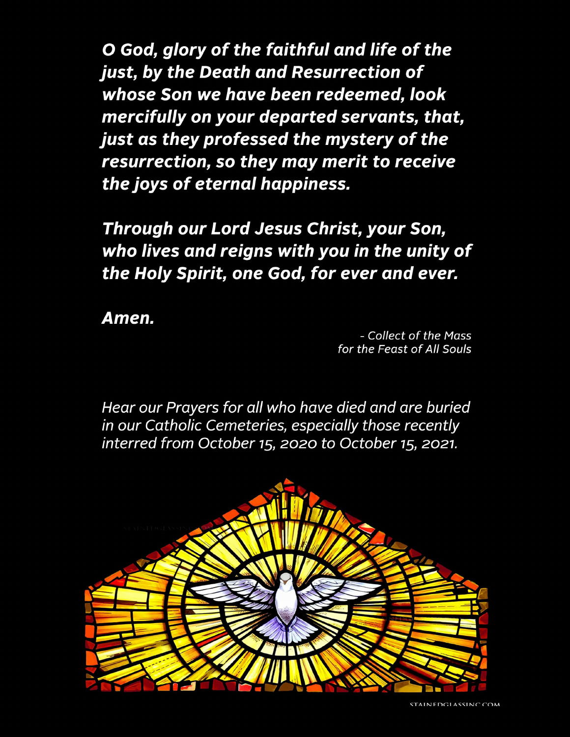***O God, glory of the faithful and life of the just, by the Death and Resurrection of whose Son we have been redeemed, look mercifully on your departed servants, that, just as they professed the mystery of the resurrection, so they may merit to receive the joys of eternal happiness.***

***Through our Lord Jesus Christ, your Son, who lives and reigns with you in the unity of the Holy Spirit, one God, for ever and ever.***

***Amen.***

*- Collect of the Mass for the Feast of All Souls*

*Hear our Prayers for all who have died and are buried in our Catholic Cemeteries, especially those recently interred from October 15, 2020 to October 15, 2021.*

STAINEDGLASSINC.COM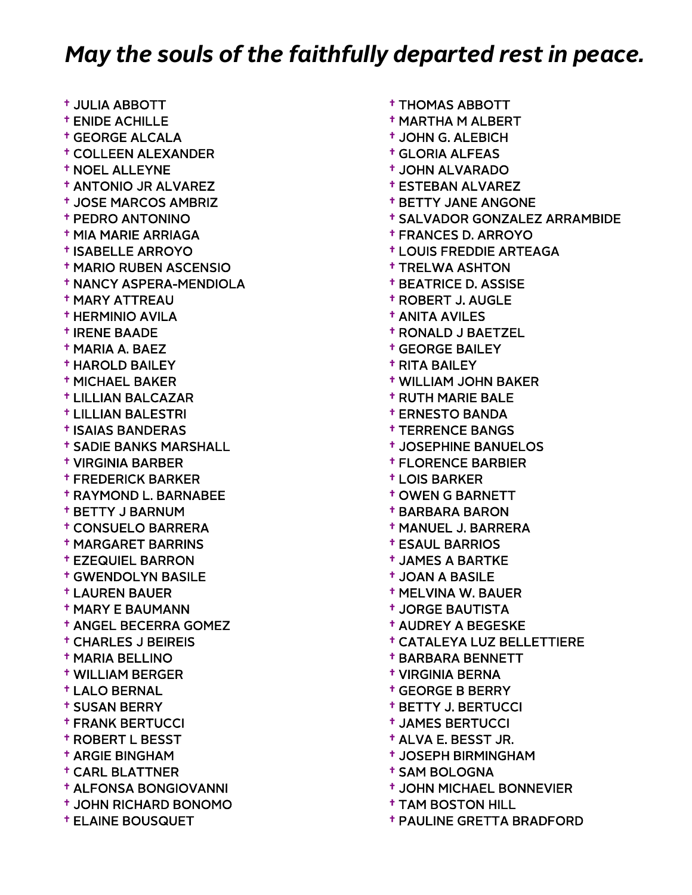# *May the souls of the faithfully departed rest in peace.*

- † JULIA ABBOTT
- † ENIDE ACHILLE
- † GEORGE ALCALA
- † COLLEEN ALEXANDER
- † NOEL ALLEYNE
- † ANTONIO JR ALVAREZ
- † JOSE MARCOS AMBRIZ
- † PEDRO ANTONINO
- † MIA MARIE ARRIAGA
- † ISABELLE ARROYO
- † MARIO RUBEN ASCENSIO
- † NANCY ASPERA-MENDIOLA
- † MARY ATTREAU
- † HERMINIO AVILA
- † IRENE BAADE
- † MARIA A. BAEZ
- † HAROLD BAILEY
- † MICHAEL BAKER
- † LILLIAN BALCAZAR
- † LILLIAN BALESTRI
- † ISAIAS BANDERAS
- † SADIE BANKS MARSHALL
- † VIRGINIA BARBER
- † FREDERICK BARKER
- † RAYMOND L. BARNABEE
- † BETTY J BARNUM
- † CONSUELO BARRERA
- † MARGARET BARRINS
- † EZEQUIEL BARRON
- † GWENDOLYN BASILE
- † LAUREN BAUER
- † MARY E BAUMANN
- † ANGEL BECERRA GOMEZ
- † CHARLES J BEIREIS
- † MARIA BELLINO
- † WILLIAM BERGER
- † LALO BERNAL
- † SUSAN BERRY
- † FRANK BERTUCCI
- † ROBERT L BESST
- † ARGIE BINGHAM
- † CARL BLATTNER
- † ALFONSA BONGIOVANNI
- † JOHN RICHARD BONOMO
- † ELAINE BOUSQUET
- † THOMAS ABBOTT
- † MARTHA M ALBERT
- † JOHN G. ALEBICH
- † GLORIA ALFEAS
- † JOHN ALVARADO
- † ESTEBAN ALVAREZ
- † BETTY JANE ANGONE
- † SALVADOR GONZALEZ ARRAMBIDE
- † FRANCES D. ARROYO
- † LOUIS FREDDIE ARTEAGA
- † TRELWA ASHTON
- † BEATRICE D. ASSISE
- † ROBERT J. AUGLE
- † ANITA AVILES
- † RONALD J BAETZEL
- † GEORGE BAILEY
- † RITA BAILEY
- † WILLIAM JOHN BAKER
- † RUTH MARIE BALE
- † ERNESTO BANDA
- † TERRENCE BANGS
- † JOSEPHINE BANUELOS
- † FLORENCE BARBIER
- † LOIS BARKER
- † OWEN G BARNETT
- † BARBARA BARON
- † MANUEL J. BARRERA
- † ESAUL BARRIOS
- † JAMES A BARTKE
- † JOAN A BASILE
- † MELVINA W. BAUER
- † JORGE BAUTISTA
- † AUDREY A BEGESKE
- † CATALEYA LUZ BELLETTIERE
- † BARBARA BENNETT
- † VIRGINIA BERNA
- † GEORGE B BERRY
- † BETTY J. BERTUCCI
- † JAMES BERTUCCI
- † ALVA E. BESST JR.
- † JOSEPH BIRMINGHAM
- † SAM BOLOGNA
- † JOHN MICHAEL BONNEVIER
- † TAM BOSTON HILL
- † PAULINE GRETTA BRADFORD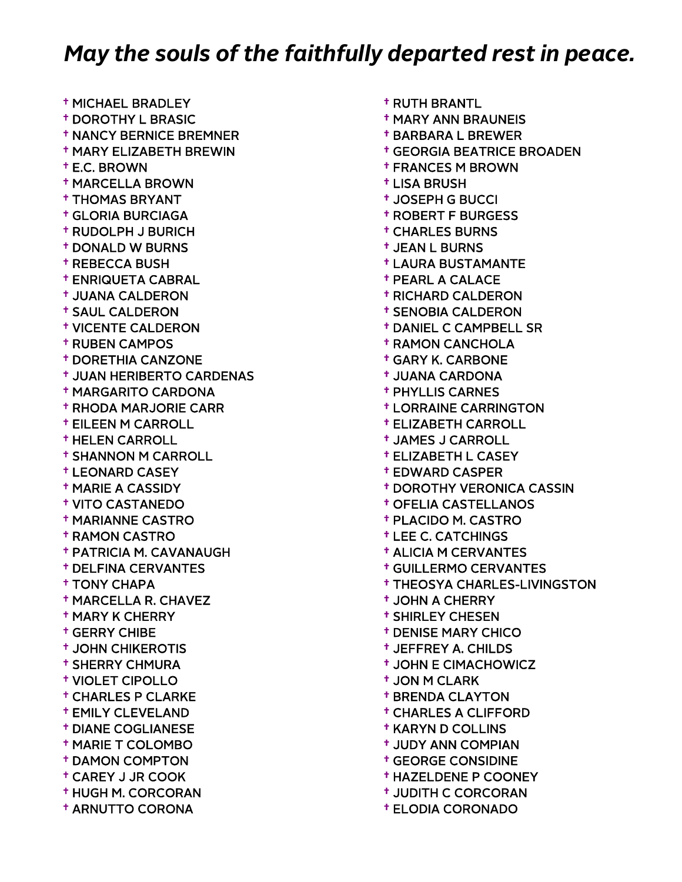## *May the souls of the faithfully departed rest in peace.*

- † MICHAEL BRADLEY
- † DOROTHY L BRASIC
- † NANCY BERNICE BREMNER
- † MARY ELIZABETH BREWIN
- † E.C. BROWN
- † MARCELLA BROWN
- † THOMAS BRYANT
- † GLORIA BURCIAGA
- † RUDOLPH J BURICH
- † DONALD W BURNS
- † REBECCA BUSH
- † ENRIQUETA CABRAL
- † JUANA CALDERON
- † SAUL CALDERON
- † VICENTE CALDERON
- † RUBEN CAMPOS
- † DORETHIA CANZONE
- † JUAN HERIBERTO CARDENAS
- † MARGARITO CARDONA
- † RHODA MARJORIE CARR
- † EILEEN M CARROLL
- † HELEN CARROLL
- † SHANNON M CARROLL
- † LEONARD CASEY
- † MARIE A CASSIDY
- † VITO CASTANEDO
- † MARIANNE CASTRO
- † RAMON CASTRO
- † PATRICIA M. CAVANAUGH
- † DELFINA CERVANTES
- † TONY CHAPA
- † MARCELLA R. CHAVEZ
- † MARY K CHERRY
- † GERRY CHIBE
- † JOHN CHIKEROTIS
- † SHERRY CHMURA
- † VIOLET CIPOLLO
- † CHARLES P CLARKE
- † EMILY CLEVELAND
- † DIANE COGLIANESE
- † MARIE T COLOMBO
- † DAMON COMPTON
- † CAREY J JR COOK
- † HUGH M. CORCORAN
- † ARNUTTO CORONA
- † RUTH BRANTL
- † MARY ANN BRAUNEIS
- † BARBARA L BREWER
- † GEORGIA BEATRICE BROADEN
- † FRANCES M BROWN
- † LISA BRUSH
- † JOSEPH G BUCCI
- † ROBERT F BURGESS
- † CHARLES BURNS
- † JEAN L BURNS
- † LAURA BUSTAMANTE
- † PEARL A CALACE
- † RICHARD CALDERON
- † SENOBIA CALDERON
- † DANIEL C CAMPBELL SR
- † RAMON CANCHOLA
- † GARY K. CARBONE
- † JUANA CARDONA
- † PHYLLIS CARNES
- † LORRAINE CARRINGTON
- † ELIZABETH CARROLL
- † JAMES J CARROLL
- † ELIZABETH L CASEY
- † EDWARD CASPER
- † DOROTHY VERONICA CASSIN
- † OFELIA CASTELLANOS
- † PLACIDO M. CASTRO
- † LEE C. CATCHINGS
- † ALICIA M CERVANTES
- † GUILLERMO CERVANTES
- † THEOSYA CHARLES-LIVINGSTON
- † JOHN A CHERRY
- † SHIRLEY CHESEN
- † DENISE MARY CHICO
- † JEFFREY A. CHILDS
- † JOHN E CIMACHOWICZ
- † JON M CLARK
- † BRENDA CLAYTON
- † CHARLES A CLIFFORD
- † KARYN D COLLINS
- † JUDY ANN COMPIAN
- † GEORGE CONSIDINE
- † HAZELDENE P COONEY
- † JUDITH C CORCORAN
- † ELODIA CORONADO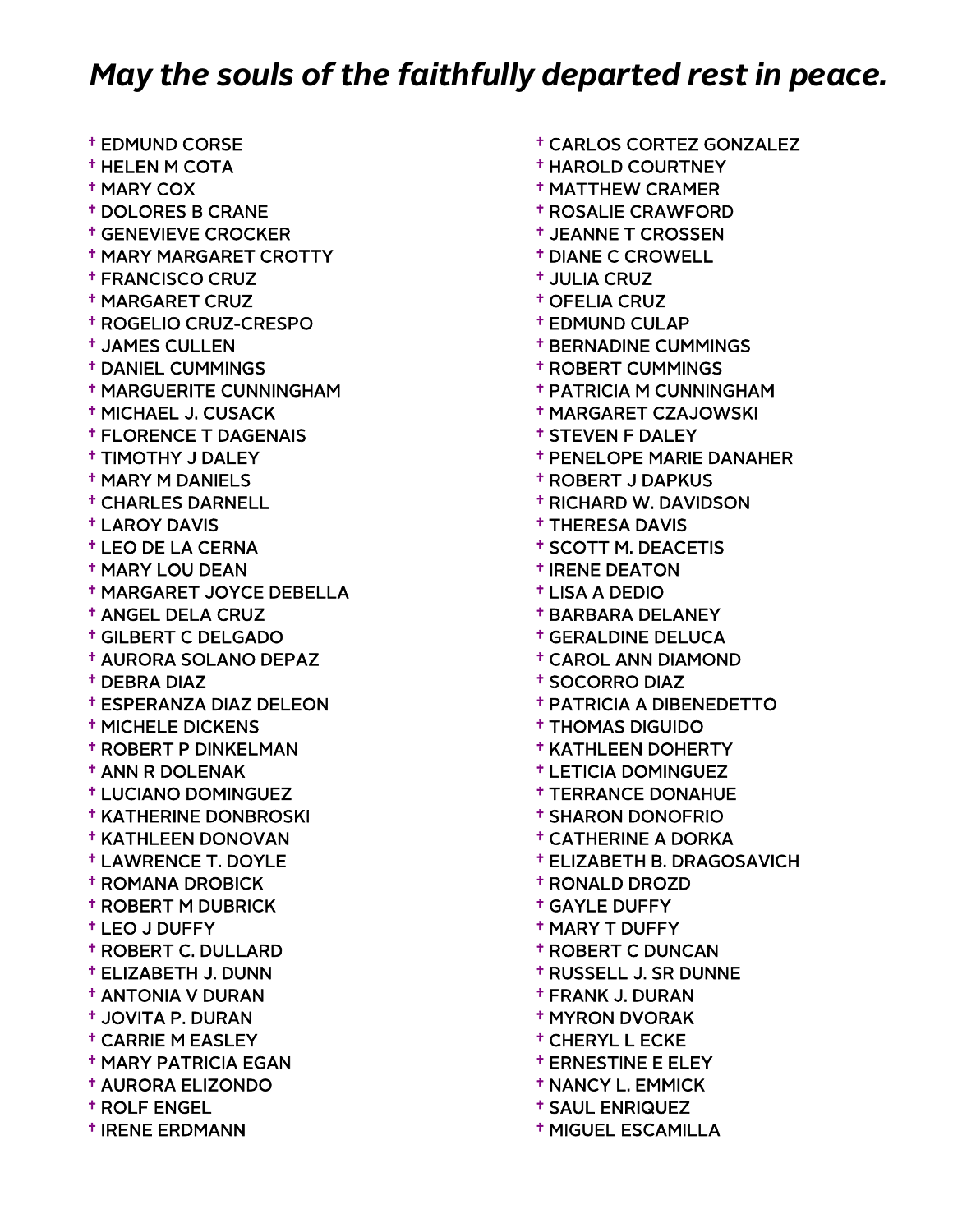## *May the souls of the faithfully departed rest in peace.*

- † EDMUND CORSE
- † HELEN M COTA
- † MARY COX
- † DOLORES B CRANE
- † GENEVIEVE CROCKER
- † MARY MARGARET CROTTY
- † FRANCISCO CRUZ
- † MARGARET CRUZ
- † ROGELIO CRUZ-CRESPO
- † JAMES CULLEN
- † DANIEL CUMMINGS
- † MARGUERITE CUNNINGHAM
- † MICHAEL J. CUSACK
- † FLORENCE T DAGENAIS
- † TIMOTHY J DALEY
- † MARY M DANIELS
- † CHARLES DARNELL
- † LAROY DAVIS
- † LEO DE LA CERNA
- † MARY LOU DEAN
- † MARGARET JOYCE DEBELLA
- † ANGEL DELA CRUZ
- † GILBERT C DELGADO
- † AURORA SOLANO DEPAZ
- † DEBRA DIAZ
- † ESPERANZA DIAZ DELEON
- † MICHELE DICKENS
- † ROBERT P DINKELMAN
- † ANN R DOLENAK
- † LUCIANO DOMINGUEZ
- † KATHERINE DONBROSKI
- † KATHLEEN DONOVAN
- † LAWRENCE T. DOYLE
- † ROMANA DROBICK
- † ROBERT M DUBRICK
- † LEO J DUFFY
- † ROBERT C. DULLARD
- † ELIZABETH J. DUNN
- † ANTONIA V DURAN
- † JOVITA P. DURAN
- † CARRIE M EASLEY
- † MARY PATRICIA EGAN
- † AURORA ELIZONDO
- † ROLF ENGEL
- † IRENE ERDMANN
- † CARLOS CORTEZ GONZALEZ
- † HAROLD COURTNEY
- † MATTHEW CRAMER
- † ROSALIE CRAWFORD
- † JEANNE T CROSSEN
- † DIANE C CROWELL
- † JULIA CRUZ
- † OFELIA CRUZ
- † EDMUND CULAP
- † BERNADINE CUMMINGS
- † ROBERT CUMMINGS
- † PATRICIA M CUNNINGHAM
- † MARGARET CZAJOWSKI
- † STEVEN F DALEY
- † PENELOPE MARIE DANAHER
- † ROBERT J DAPKUS
- † RICHARD W. DAVIDSON
- † THERESA DAVIS
- † SCOTT M. DEACETIS
- † IRENE DEATON
- † LISA A DEDIO
- † BARBARA DELANEY
- † GERALDINE DELUCA
- † CAROL ANN DIAMOND
- † SOCORRO DIAZ
- † PATRICIA A DIBENEDETTO
- † THOMAS DIGUIDO
- † KATHLEEN DOHERTY
- † LETICIA DOMINGUEZ
- † TERRANCE DONAHUE
- † SHARON DONOFRIO
- † CATHERINE A DORKA
- † ELIZABETH B. DRAGOSAVICH
- † RONALD DROZD
- † GAYLE DUFFY
- † MARY T DUFFY
- † ROBERT C DUNCAN
- † RUSSELL J. SR DUNNE
- † FRANK J. DURAN
- † MYRON DVORAK
- † CHERYL L ECKE
- † ERNESTINE E ELEY
- † NANCY L. EMMICK
- † SAUL ENRIQUEZ
- † MIGUEL ESCAMILLA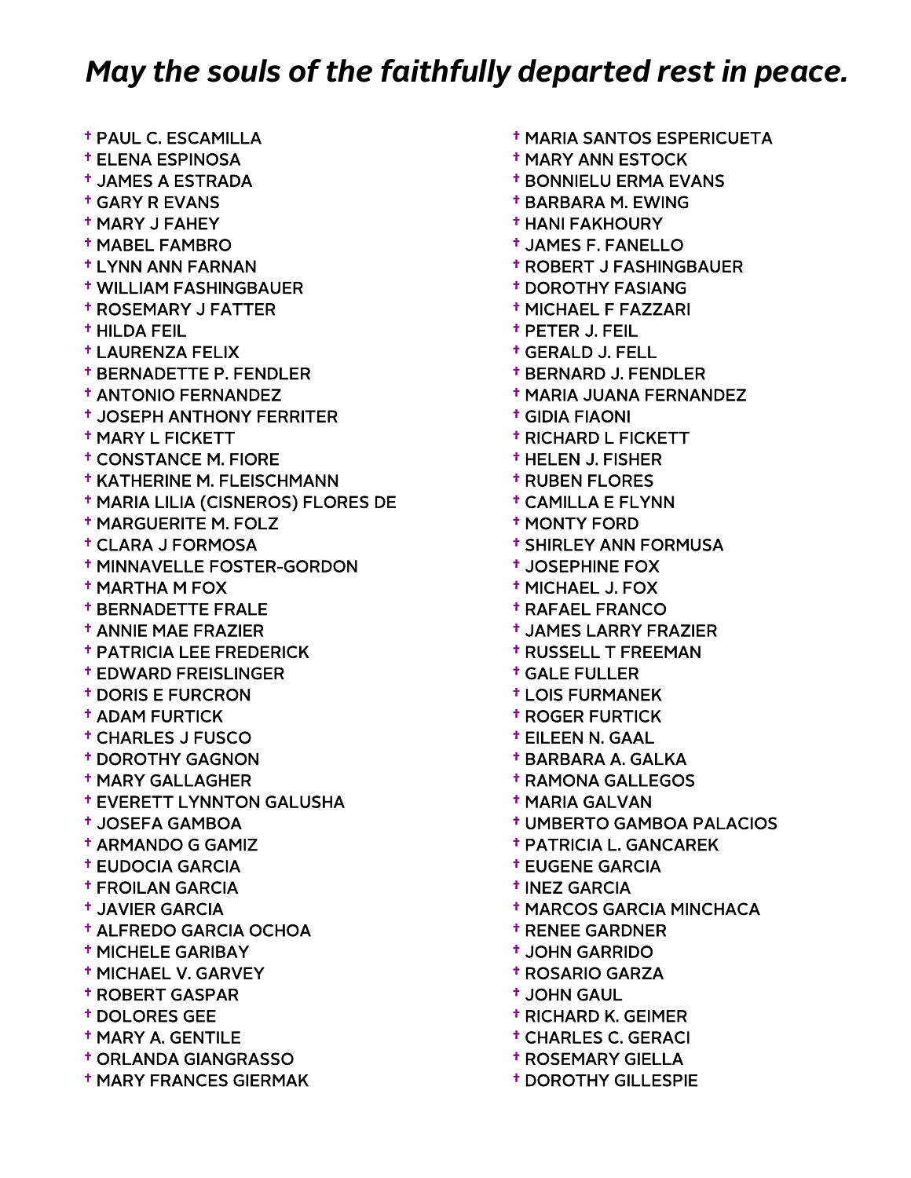## *May the souls of the faithfully departed rest in peace.*

- † PAUL C. ESCAMILLA
- † ELENA ESPINOSA
- † JAMES A ESTRADA
- † GARY R EVANS
- † MARY J FAHEY
- † MABEL FAMBRO
- † LYNN ANN FARNAN
- † WILLIAM FASHINGBAUER
- † ROSEMARY J FATTER
- † HILDA FEIL
- † LAURENZA FELIX
- † BERNADETTE P. FENDLER
- † ANTONIO FERNANDEZ
- † JOSEPH ANTHONY FERRITER
- † MARY L FICKETT
- † CONSTANCE M. FIORE
- † KATHERINE M. FLEISCHMANN
- † MARIA LILIA (CISNEROS) FLORES DE
- † MARGUERITE M. FOLZ
- † CLARA J FORMOSA
- † MINNAVELLE FOSTER-GORDON
- † MARTHA M FOX
- † BERNADETTE FRALE
- † ANNIE MAE FRAZIER
- † PATRICIA LEE FREDERICK
- † EDWARD FREISLINGER
- † DORIS E FURCRON
- † ADAM FURTICK
- † CHARLES J FUSCO
- † DOROTHY GAGNON
- † MARY GALLAGHER
- † EVERETT LYNNTON GALUSHA
- † JOSEFA GAMBOA
- † ARMANDO G GAMIZ
- † EUDOCIA GARCIA
- † FROILAN GARCIA
- † JAVIER GARCIA
- † ALFREDO GARCIA OCHOA
- † MICHELE GARIBAY
- † MICHAEL V. GARVEY
- † ROBERT GASPAR
- † DOLORES GEE
- † MARY A. GENTILE
- † ORLANDA GIANGRASSO
- † MARY FRANCES GIERMAK
- † MARIA SANTOS ESPERICUETA
- † MARY ANN ESTOCK
- † BONNIELU ERMA EVANS
- † BARBARA M. EWING
- † HANI FAKHOURY
- † JAMES F. FANELLO
- † ROBERT J FASHINGBAUER
- † DOROTHY FASIANG
- † MICHAEL F FAZZARI
- † PETER J. FEIL
- † GERALD J. FELL
- † BERNARD J. FENDLER
- † MARIA JUANA FERNANDEZ
- † GIDIA FIAONI
- † RICHARD L FICKETT
- † HELEN J. FISHER
- † RUBEN FLORES
- † CAMILLA E FLYNN
- † MONTY FORD
- † SHIRLEY ANN FORMUSA
- † JOSEPHINE FOX
- † MICHAEL J. FOX
- † RAFAEL FRANCO
- † JAMES LARRY FRAZIER
- † RUSSELL T FREEMAN
- † GALE FULLER
- † LOIS FURMANEK
- † ROGER FURTICK
- † EILEEN N. GAAL
- † BARBARA A. GALKA
- † RAMONA GALLEGOS
- † MARIA GALVAN
- † UMBERTO GAMBOA PALACIOS
- † PATRICIA L. GANCAREK
- † EUGENE GARCIA
- † INEZ GARCIA
- † MARCOS GARCIA MINCHACA
- † RENEE GARDNER
- † JOHN GARRIDO
- † ROSARIO GARZA
- † JOHN GAUL
- † RICHARD K. GEIMER
- † CHARLES C. GERACI
- † ROSEMARY GIELLA
- † DOROTHY GILLESPIE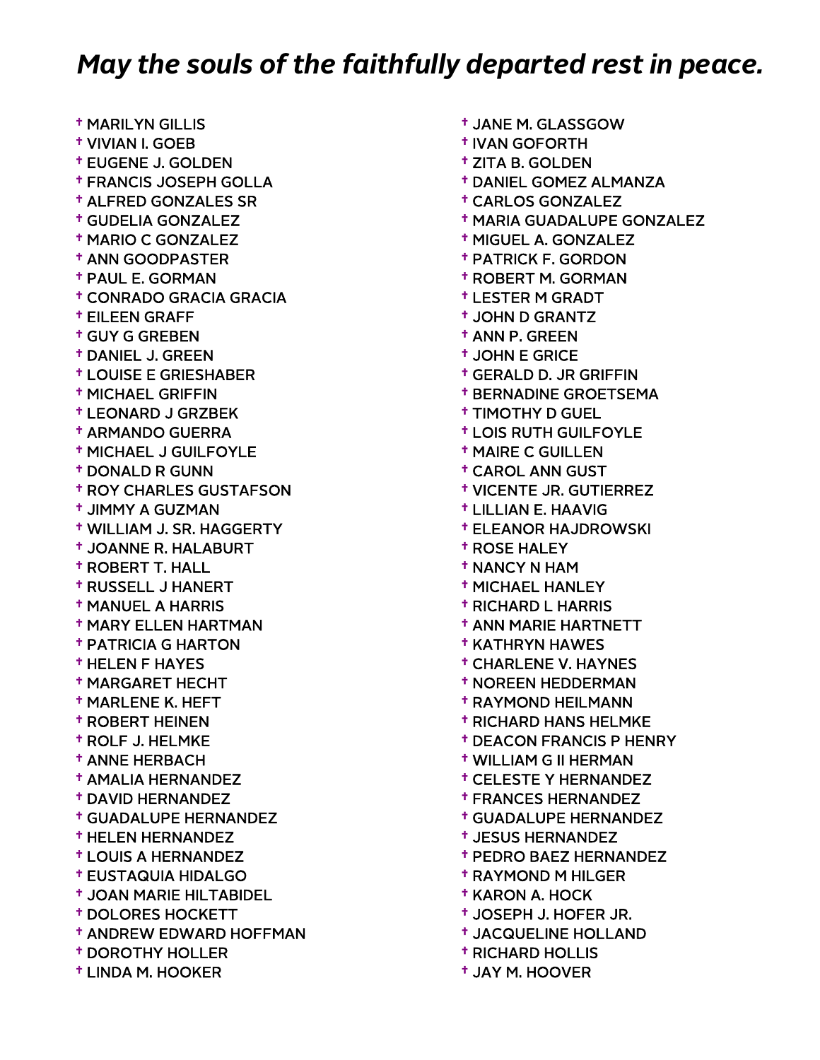## *May the souls of the faithfully departed rest in peace.*

- † MARILYN GILLIS
- † VIVIAN I. GOEB
- † EUGENE J. GOLDEN
- † FRANCIS JOSEPH GOLLA
- † ALFRED GONZALES SR
- † GUDELIA GONZALEZ
- † MARIO C GONZALEZ
- † ANN GOODPASTER
- † PAUL E. GORMAN
- † CONRADO GRACIA GRACIA
- † EILEEN GRAFF
- † GUY G GREBEN
- † DANIEL J. GREEN
- † LOUISE E GRIESHABER
- † MICHAEL GRIFFIN
- † LEONARD J GRZBEK
- † ARMANDO GUERRA
- † MICHAEL J GUILFOYLE
- † DONALD R GUNN
- † ROY CHARLES GUSTAFSON
- † JIMMY A GUZMAN
- † WILLIAM J. SR. HAGGERTY
- † JOANNE R. HALABURT
- † ROBERT T. HALL
- † RUSSELL J HANERT
- † MANUEL A HARRIS
- † MARY ELLEN HARTMAN
- † PATRICIA G HARTON
- † HELEN F HAYES
- † MARGARET HECHT
- † MARLENE K. HEFT
- † ROBERT HEINEN
- † ROLF J. HELMKE
- † ANNE HERBACH
- † AMALIA HERNANDEZ
- † DAVID HERNANDEZ
- † GUADALUPE HERNANDEZ
- † HELEN HERNANDEZ
- † LOUIS A HERNANDEZ
- † EUSTAQUIA HIDALGO
- † JOAN MARIE HILTABIDEL
- † DOLORES HOCKETT
- † ANDREW EDWARD HOFFMAN
- † DOROTHY HOLLER
- † LINDA M. HOOKER
- † JANE M. GLASSGOW
- † IVAN GOFORTH
- † ZITA B. GOLDEN
- † DANIEL GOMEZ ALMANZA
- † CARLOS GONZALEZ
- † MARIA GUADALUPE GONZALEZ
- † MIGUEL A. GONZALEZ
- † PATRICK F. GORDON
- † ROBERT M. GORMAN
- † LESTER M GRADT
- † JOHN D GRANTZ
- † ANN P. GREEN
- † JOHN E GRICE
- † GERALD D. JR GRIFFIN
- † BERNADINE GROETSEMA
- † TIMOTHY D GUEL
- † LOIS RUTH GUILFOYLE
- † MAIRE C GUILLEN
- † CAROL ANN GUST
- † VICENTE JR. GUTIERREZ
- † LILLIAN E. HAAVIG
- † ELEANOR HAJDROWSKI
- † ROSE HALEY
- † NANCY N HAM
- † MICHAEL HANLEY
- † RICHARD L HARRIS
- † ANN MARIE HARTNETT
- † KATHRYN HAWES
- † CHARLENE V. HAYNES
- † NOREEN HEDDERMAN
- † RAYMOND HEILMANN
- † RICHARD HANS HELMKE
- † DEACON FRANCIS P HENRY
- † WILLIAM G II HERMAN
- † CELESTE Y HERNANDEZ
- † FRANCES HERNANDEZ
- † GUADALUPE HERNANDEZ
- † JESUS HERNANDEZ
- † PEDRO BAEZ HERNANDEZ
- † RAYMOND M HILGER
- † KARON A. HOCK
- † JOSEPH J. HOFER JR.
- † JACQUELINE HOLLAND
- † RICHARD HOLLIS
- † JAY M. HOOVER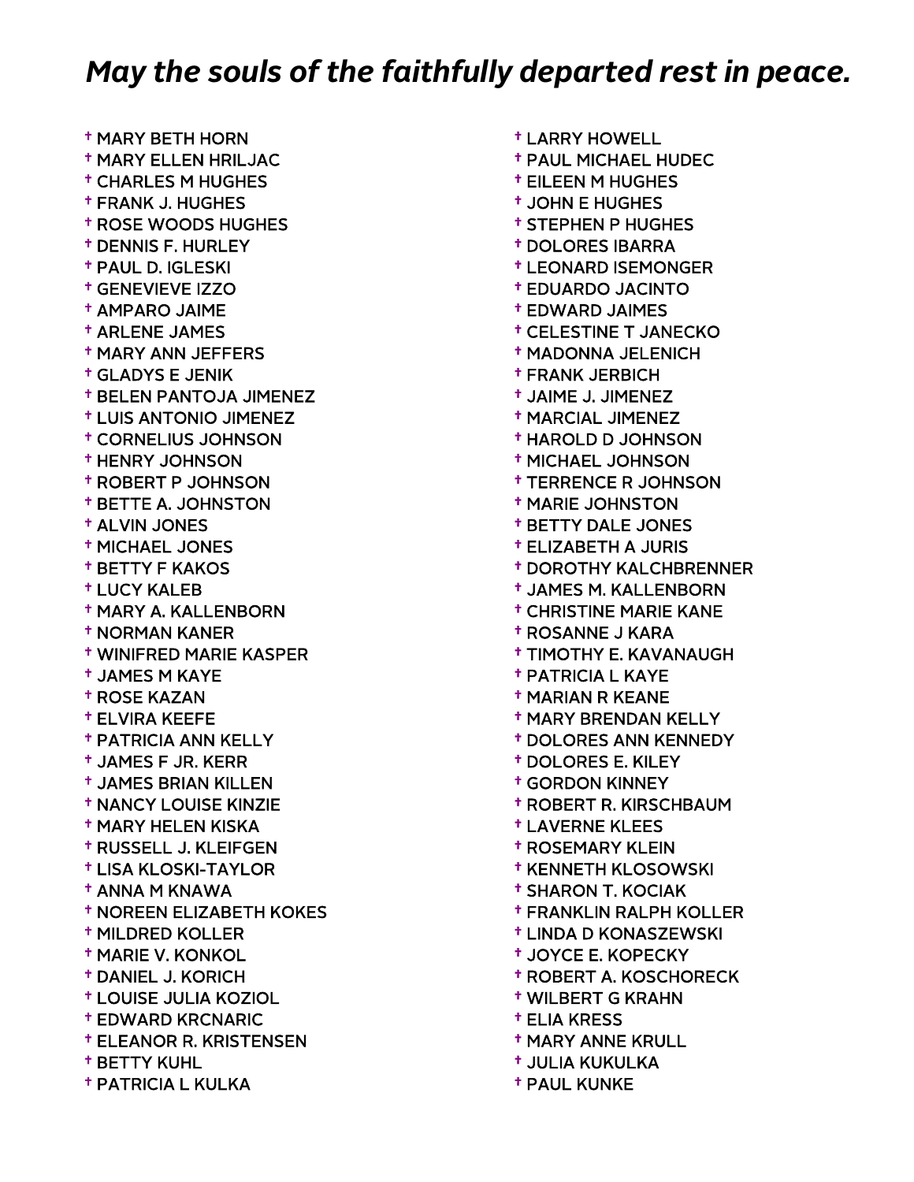## *May the souls of the faithfully departed rest in peace.*

- † MARY BETH HORN
- † MARY ELLEN HRILJAC
- † CHARLES M HUGHES
- † FRANK J. HUGHES
- † ROSE WOODS HUGHES
- † DENNIS F. HURLEY
- † PAUL D. IGLESKI
- † GENEVIEVE IZZO
- † AMPARO JAIME
- † ARLENE JAMES
- † MARY ANN JEFFERS
- † GLADYS E JENIK
- † BELEN PANTOJA JIMENEZ
- † LUIS ANTONIO JIMENEZ
- † CORNELIUS JOHNSON
- † HENRY JOHNSON
- † ROBERT P JOHNSON
- † BETTE A. JOHNSTON
- † ALVIN JONES
- † MICHAEL JONES
- † BETTY F KAKOS
- † LUCY KALEB
- † MARY A. KALLENBORN
- † NORMAN KANER
- † WINIFRED MARIE KASPER
- † JAMES M KAYE
- † ROSE KAZAN
- † ELVIRA KEEFE
- † PATRICIA ANN KELLY
- † JAMES F JR. KERR
- † JAMES BRIAN KILLEN
- † NANCY LOUISE KINZIE
- † MARY HELEN KISKA
- † RUSSELL J. KLEIFGEN
- † LISA KLOSKI-TAYLOR
- † ANNA M KNAWA
- † NOREEN ELIZABETH KOKES
- † MILDRED KOLLER
- † MARIE V. KONKOL
- † DANIEL J. KORICH
- † LOUISE JULIA KOZIOL
- † EDWARD KRCNARIC
- † ELEANOR R. KRISTENSEN
- † BETTY KUHL
- † PATRICIA L KULKA
- † LARRY HOWELL
- † PAUL MICHAEL HUDEC
- † EILEEN M HUGHES
- † JOHN E HUGHES
- † STEPHEN P HUGHES
- † DOLORES IBARRA
- † LEONARD ISEMONGER
- † EDUARDO JACINTO
- † EDWARD JAIMES
- † CELESTINE T JANECKO
- † MADONNA JELENICH
- † FRANK JERBICH
- † JAIME J. JIMENEZ
- † MARCIAL JIMENEZ
- † HAROLD D JOHNSON
- † MICHAEL JOHNSON
- † TERRENCE R JOHNSON
- † MARIE JOHNSTON
- † BETTY DALE JONES
- † ELIZABETH A JURIS
- † DOROTHY KALCHBRENNER
- † JAMES M. KALLENBORN
- † CHRISTINE MARIE KANE
- † ROSANNE J KARA
- † TIMOTHY E. KAVANAUGH
- † PATRICIA L KAYE
- † MARIAN R KEANE
- † MARY BRENDAN KELLY
- † DOLORES ANN KENNEDY
- † DOLORES E. KILEY
- † GORDON KINNEY
- † ROBERT R. KIRSCHBAUM
- † LAVERNE KLEES
- † ROSEMARY KLEIN
- † KENNETH KLOSOWSKI
- † SHARON T. KOCIAK
- † FRANKLIN RALPH KOLLER
- † LINDA D KONASZEWSKI
- † JOYCE E. KOPECKY
- † ROBERT A. KOSCHORECK
- † WILBERT G KRAHN
- † ELIA KRESS
- † MARY ANNE KRULL
- † JULIA KUKULKA
- † PAUL KUNKE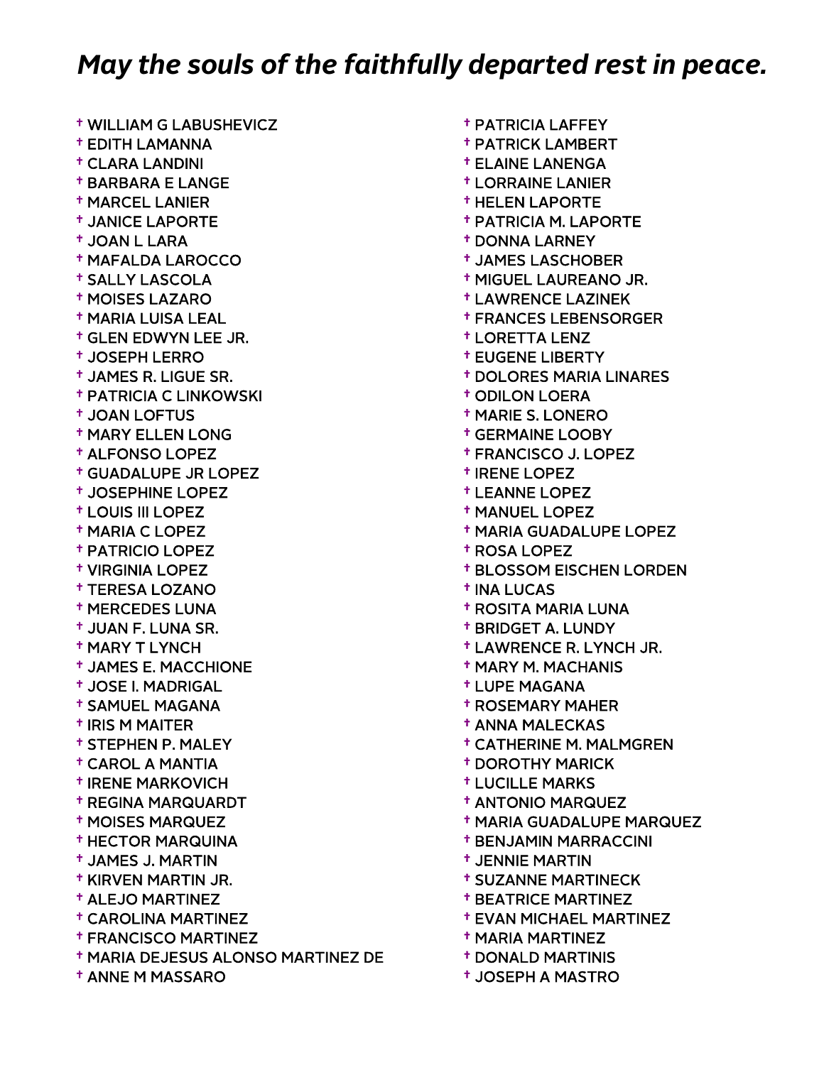# *May the souls of the faithfully departed rest in peace.*

- † WILLIAM G LABUSHEVICZ
- † EDITH LAMANNA
- † CLARA LANDINI
- † BARBARA E LANGE
- † MARCEL LANIER
- † JANICE LAPORTE
- † JOAN L LARA
- † MAFALDA LAROCCO
- † SALLY LASCOLA
- † MOISES LAZARO
- † MARIA LUISA LEAL
- † GLEN EDWYN LEE JR.
- † JOSEPH LERRO
- † JAMES R. LIGUE SR.
- † PATRICIA C LINKOWSKI
- † JOAN LOFTUS
- † MARY ELLEN LONG
- † ALFONSO LOPEZ
- † GUADALUPE JR LOPEZ
- † JOSEPHINE LOPEZ
- † LOUIS III LOPEZ
- † MARIA C LOPEZ
- † PATRICIO LOPEZ
- † VIRGINIA LOPEZ
- † TERESA LOZANO
- † MERCEDES LUNA
- † JUAN F. LUNA SR.
- † MARY T LYNCH
- † JAMES E. MACCHIONE
- † JOSE I. MADRIGAL
- † SAMUEL MAGANA
- † IRIS M MAITER
- † STEPHEN P. MALEY
- † CAROL A MANTIA
- † IRENE MARKOVICH
- † REGINA MARQUARDT
- † MOISES MARQUEZ
- † HECTOR MARQUINA
- † JAMES J. MARTIN
- † KIRVEN MARTIN JR.
- † ALEJO MARTINEZ
- † CAROLINA MARTINEZ
- † FRANCISCO MARTINEZ
- † MARIA DEJESUS ALONSO MARTINEZ DE
- † ANNE M MASSARO
- † PATRICIA LAFFEY
- † PATRICK LAMBERT
- † ELAINE LANENGA
- † LORRAINE LANIER
- † HELEN LAPORTE
- † PATRICIA M. LAPORTE
- † DONNA LARNEY
- † JAMES LASCHOBER
- † MIGUEL LAUREANO JR.
- † LAWRENCE LAZINEK
- † FRANCES LEBENSORGER
- † LORETTA LENZ
- † EUGENE LIBERTY
- † DOLORES MARIA LINARES
- † ODILON LOERA
- † MARIE S. LONERO
- † GERMAINE LOOBY
- † FRANCISCO J. LOPEZ
- † IRENE LOPEZ
- † LEANNE LOPEZ
- † MANUEL LOPEZ
- † MARIA GUADALUPE LOPEZ
- † ROSA LOPEZ
- † BLOSSOM EISCHEN LORDEN
- † INA LUCAS
- † ROSITA MARIA LUNA
- † BRIDGET A. LUNDY
- † LAWRENCE R. LYNCH JR.
- † MARY M. MACHANIS
- † LUPE MAGANA
- † ROSEMARY MAHER
- † ANNA MALECKAS
- † CATHERINE M. MALMGREN
- † DOROTHY MARICK
- † LUCILLE MARKS
- † ANTONIO MARQUEZ
- † MARIA GUADALUPE MARQUEZ
- † BENJAMIN MARRACCINI
- † JENNIE MARTIN
- † SUZANNE MARTINECK
- † BEATRICE MARTINEZ
- † EVAN MICHAEL MARTINEZ
- † MARIA MARTINEZ
- † DONALD MARTINIS
- † JOSEPH A MASTRO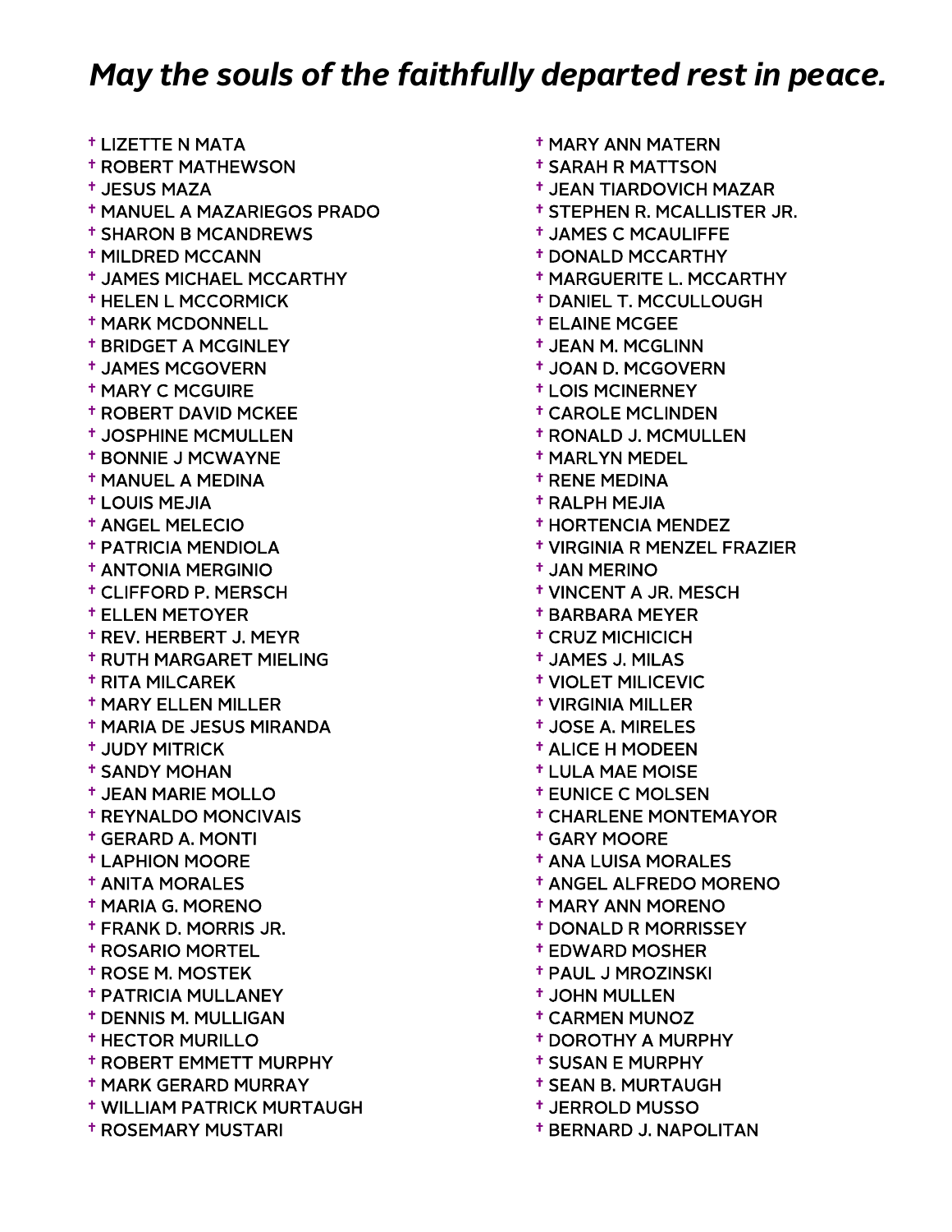## *May the souls of the faithfully departed rest in peace.*

- † LIZETTE N MATA
- † ROBERT MATHEWSON
- † JESUS MAZA
- † MANUEL A MAZARIEGOS PRADO
- † SHARON B MCANDREWS
- † MILDRED MCCANN
- † JAMES MICHAEL MCCARTHY
- † HELEN L MCCORMICK
- † MARK MCDONNELL
- † BRIDGET A MCGINLEY
- † JAMES MCGOVERN
- † MARY C MCGUIRE
- † ROBERT DAVID MCKEE
- † JOSPHINE MCMULLEN
- † BONNIE J MCWAYNE
- † MANUEL A MEDINA
- † LOUIS MEJIA
- † ANGEL MELECIO
- † PATRICIA MENDIOLA
- † ANTONIA MERGINIO
- † CLIFFORD P. MERSCH
- † ELLEN METOYER
- † REV. HERBERT J. MEYR
- † RUTH MARGARET MIELING
- † RITA MILCAREK
- † MARY ELLEN MILLER
- † MARIA DE JESUS MIRANDA
- † JUDY MITRICK
- † SANDY MOHAN
- † JEAN MARIE MOLLO
- † REYNALDO MONCIVAIS
- † GERARD A. MONTI
- † LAPHION MOORE
- † ANITA MORALES
- † MARIA G. MORENO
- † FRANK D. MORRIS JR.
- † ROSARIO MORTEL
- † ROSE M. MOSTEK
- † PATRICIA MULLANEY
- † DENNIS M. MULLIGAN
- † HECTOR MURILLO
- † ROBERT EMMETT MURPHY
- † MARK GERARD MURRAY
- † WILLIAM PATRICK MURTAUGH
- † ROSEMARY MUSTARI
- † MARY ANN MATERN
- † SARAH R MATTSON
- † JEAN TIARDOVICH MAZAR
- † STEPHEN R. MCALLISTER JR.
- † JAMES C MCAULIFFE
- † DONALD MCCARTHY
- † MARGUERITE L. MCCARTHY
- † DANIEL T. MCCULLOUGH
- † ELAINE MCGEE
- † JEAN M. MCGLINN
- † JOAN D. MCGOVERN
- † LOIS MCINERNEY
- † CAROLE MCLINDEN
- † RONALD J. MCMULLEN
- † MARLYN MEDEL
- † RENE MEDINA
- † RALPH MEJIA
- † HORTENCIA MENDEZ
- † VIRGINIA R MENZEL FRAZIER
- † JAN MERINO
- † VINCENT A JR. MESCH
- † BARBARA MEYER
- † CRUZ MICHICICH
- † JAMES J. MILAS
- † VIOLET MILICEVIC
- † VIRGINIA MILLER
- † JOSE A. MIRELES
- † ALICE H MODEEN
- † LULA MAE MOISE
- † EUNICE C MOLSEN
- † CHARLENE MONTEMAYOR
- † GARY MOORE
- † ANA LUISA MORALES
- † ANGEL ALFREDO MORENO
- † MARY ANN MORENO
- † DONALD R MORRISSEY
- † EDWARD MOSHER
- † PAUL J MROZINSKI
- † JOHN MULLEN
- † CARMEN MUNOZ
- † DOROTHY A MURPHY
- † SUSAN E MURPHY
- † SEAN B. MURTAUGH
- † JERROLD MUSSO
- † BERNARD J. NAPOLITAN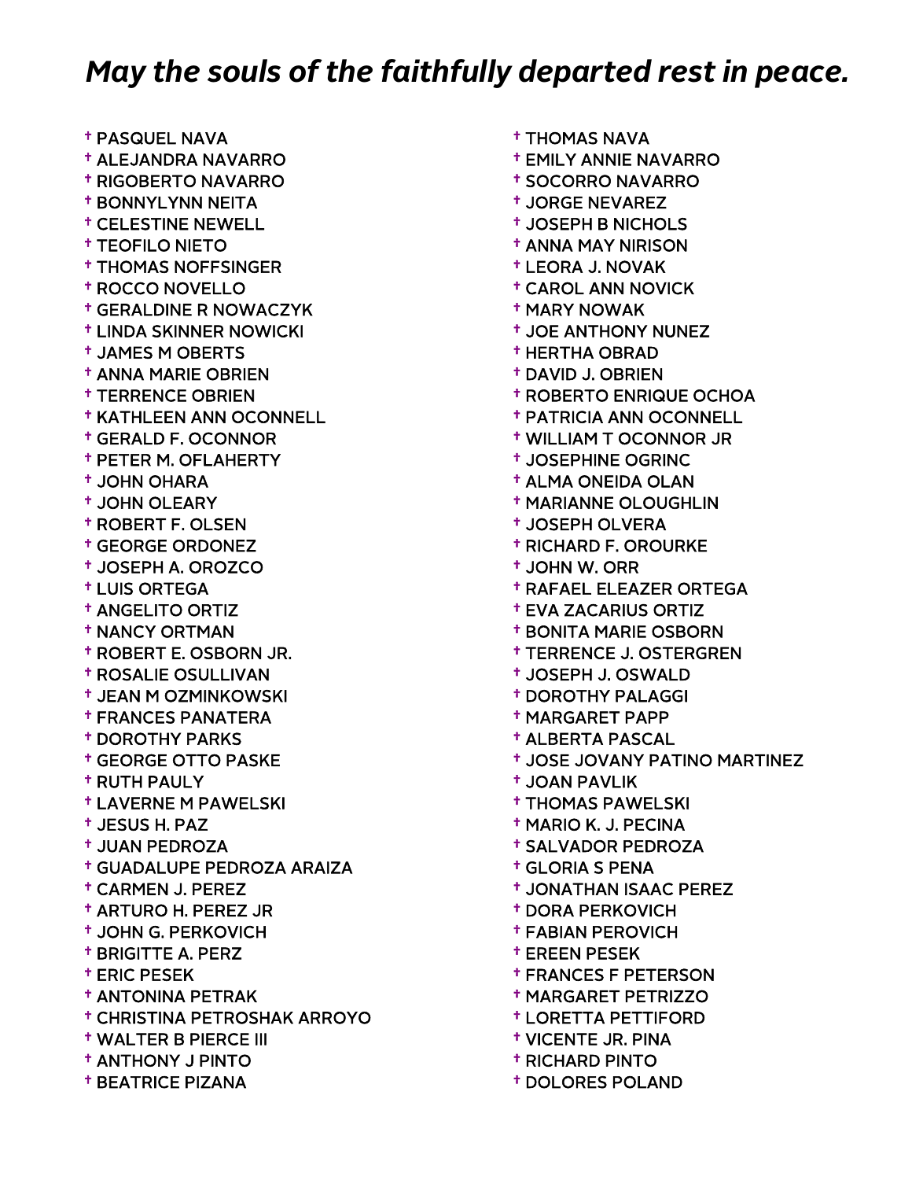# *May the souls of the faithfully departed rest in peace.*

- † PASQUEL NAVA
- † ALEJANDRA NAVARRO
- † RIGOBERTO NAVARRO
- † BONNYLYNN NEITA
- † CELESTINE NEWELL
- † TEOFILO NIETO
- † THOMAS NOFFSINGER
- † ROCCO NOVELLO
- † GERALDINE R NOWACZYK
- † LINDA SKINNER NOWICKI
- † JAMES M OBERTS
- † ANNA MARIE OBRIEN
- † TERRENCE OBRIEN
- † KATHLEEN ANN OCONNELL
- † GERALD F. OCONNOR
- † PETER M. OFLAHERTY
- † JOHN OHARA
- † JOHN OLEARY
- † ROBERT F. OLSEN
- † GEORGE ORDONEZ
- † JOSEPH A. OROZCO
- † LUIS ORTEGA
- † ANGELITO ORTIZ
- † NANCY ORTMAN
- † ROBERT E. OSBORN JR.
- † ROSALIE OSULLIVAN
- † JEAN M OZMINKOWSKI
- † FRANCES PANATERA
- † DOROTHY PARKS
- † GEORGE OTTO PASKE
- † RUTH PAULY
- † LAVERNE M PAWELSKI
- † JESUS H. PAZ
- † JUAN PEDROZA
- † GUADALUPE PEDROZA ARAIZA
- † CARMEN J. PEREZ
- † ARTURO H. PEREZ JR
- † JOHN G. PERKOVICH
- † BRIGITTE A. PERZ
- † ERIC PESEK
- † ANTONINA PETRAK
- † CHRISTINA PETROSHAK ARROYO
- † WALTER B PIERCE III
- † ANTHONY J PINTO
- † BEATRICE PIZANA
- † THOMAS NAVA
- † EMILY ANNIE NAVARRO
- † SOCORRO NAVARRO
- † JORGE NEVAREZ
- † JOSEPH B NICHOLS
- † ANNA MAY NIRISON
- † LEORA J. NOVAK
- † CAROL ANN NOVICK
- † MARY NOWAK
- † JOE ANTHONY NUNEZ
- † HERTHA OBRAD
- † DAVID J. OBRIEN
- † ROBERTO ENRIQUE OCHOA
- † PATRICIA ANN OCONNELL
- † WILLIAM T OCONNOR JR
- † JOSEPHINE OGRINC
- † ALMA ONEIDA OLAN
- † MARIANNE OLOUGHLIN
- † JOSEPH OLVERA
- † RICHARD F. OROURKE
- † JOHN W. ORR
- † RAFAEL ELEAZER ORTEGA
- † EVA ZACARIUS ORTIZ
- † BONITA MARIE OSBORN
- † TERRENCE J. OSTERGREN
- † JOSEPH J. OSWALD
- † DOROTHY PALAGGI
- † MARGARET PAPP
- † ALBERTA PASCAL
- † JOSE JOVANY PATINO MARTINEZ
- † JOAN PAVLIK
- † THOMAS PAWELSKI
- † MARIO K. J. PECINA
- † SALVADOR PEDROZA
- † GLORIA S PENA
- † JONATHAN ISAAC PEREZ
- † DORA PERKOVICH
- † FABIAN PEROVICH
- † EREEN PESEK
- † FRANCES F PETERSON
- † MARGARET PETRIZZO
- † LORETTA PETTIFORD
- † VICENTE JR. PINA
- † RICHARD PINTO
- † DOLORES POLAND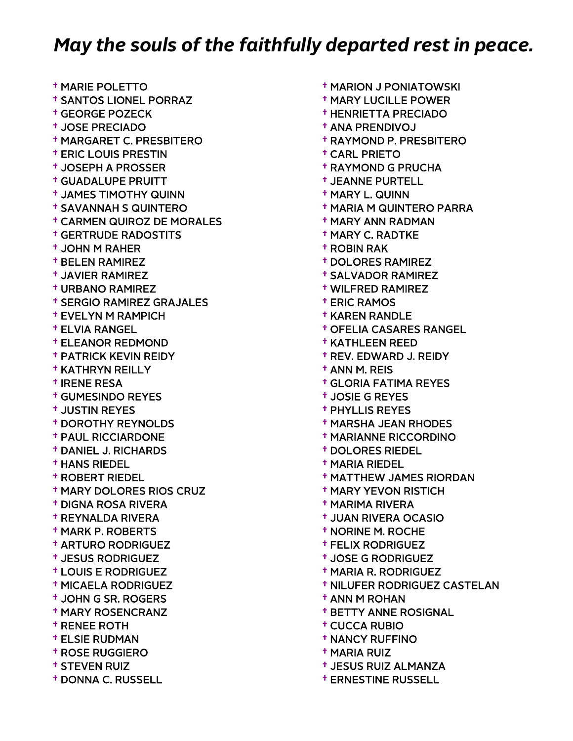# *May the souls of the faithfully departed rest in peace.*

- † MARIE POLETTO
- † SANTOS LIONEL PORRAZ
- † GEORGE POZECK
- † JOSE PRECIADO
- † MARGARET C. PRESBITERO
- † ERIC LOUIS PRESTIN
- † JOSEPH A PROSSER
- † GUADALUPE PRUITT
- † JAMES TIMOTHY QUINN
- † SAVANNAH S QUINTERO
- † CARMEN QUIROZ DE MORALES
- † GERTRUDE RADOSTITS
- † JOHN M RAHER
- † BELEN RAMIREZ
- † JAVIER RAMIREZ
- † URBANO RAMIREZ
- † SERGIO RAMIREZ GRAJALES
- † EVELYN M RAMPICH
- † ELVIA RANGEL
- † ELEANOR REDMOND
- † PATRICK KEVIN REIDY
- † KATHRYN REILLY
- † IRENE RESA
- † GUMESINDO REYES
- † JUSTIN REYES
- † DOROTHY REYNOLDS
- † PAUL RICCIARDONE
- † DANIEL J. RICHARDS
- † HANS RIEDEL
- † ROBERT RIEDEL
- † MARY DOLORES RIOS CRUZ
- † DIGNA ROSA RIVERA
- † REYNALDA RIVERA
- † MARK P. ROBERTS
- † ARTURO RODRIGUEZ
- † JESUS RODRIGUEZ
- † LOUIS E RODRIGUEZ
- † MICAELA RODRIGUEZ
- † JOHN G SR. ROGERS
- † MARY ROSENCRANZ
- † RENEE ROTH
- † ELSIE RUDMAN
- † ROSE RUGGIERO
- † STEVEN RUIZ
- † DONNA C. RUSSELL
- † MARION J PONIATOWSKI
- † MARY LUCILLE POWER
- † HENRIETTA PRECIADO
- † ANA PRENDIVOJ
- † RAYMOND P. PRESBITERO
- † CARL PRIETO
- † RAYMOND G PRUCHA
- † JEANNE PURTELL
- † MARY L. QUINN
- † MARIA M QUINTERO PARRA
- † MARY ANN RADMAN
- † MARY C. RADTKE
- † ROBIN RAK
- † DOLORES RAMIREZ
- † SALVADOR RAMIREZ
- † WILFRED RAMIREZ
- † ERIC RAMOS
- † KAREN RANDLE
- † OFELIA CASARES RANGEL
- † KATHLEEN REED
- † REV. EDWARD J. REIDY
- † ANN M. REIS
- † GLORIA FATIMA REYES
- † JOSIE G REYES
- † PHYLLIS REYES
- † MARSHA JEAN RHODES
- † MARIANNE RICCORDINO
- † DOLORES RIEDEL
- † MARIA RIEDEL
- † MATTHEW JAMES RIORDAN
- † MARY YEVON RISTICH
- † MARIMA RIVERA
- † JUAN RIVERA OCASIO
- † NORINE M. ROCHE
- † FELIX RODRIGUEZ
- † JOSE G RODRIGUEZ
- † MARIA R. RODRIGUEZ
- † NILUFER RODRIGUEZ CASTELAN
- † ANN M ROHAN
- † BETTY ANNE ROSIGNAL
- † CUCCA RUBIO
- † NANCY RUFFINO
- † MARIA RUIZ
- † JESUS RUIZ ALMANZA
- † ERNESTINE RUSSELL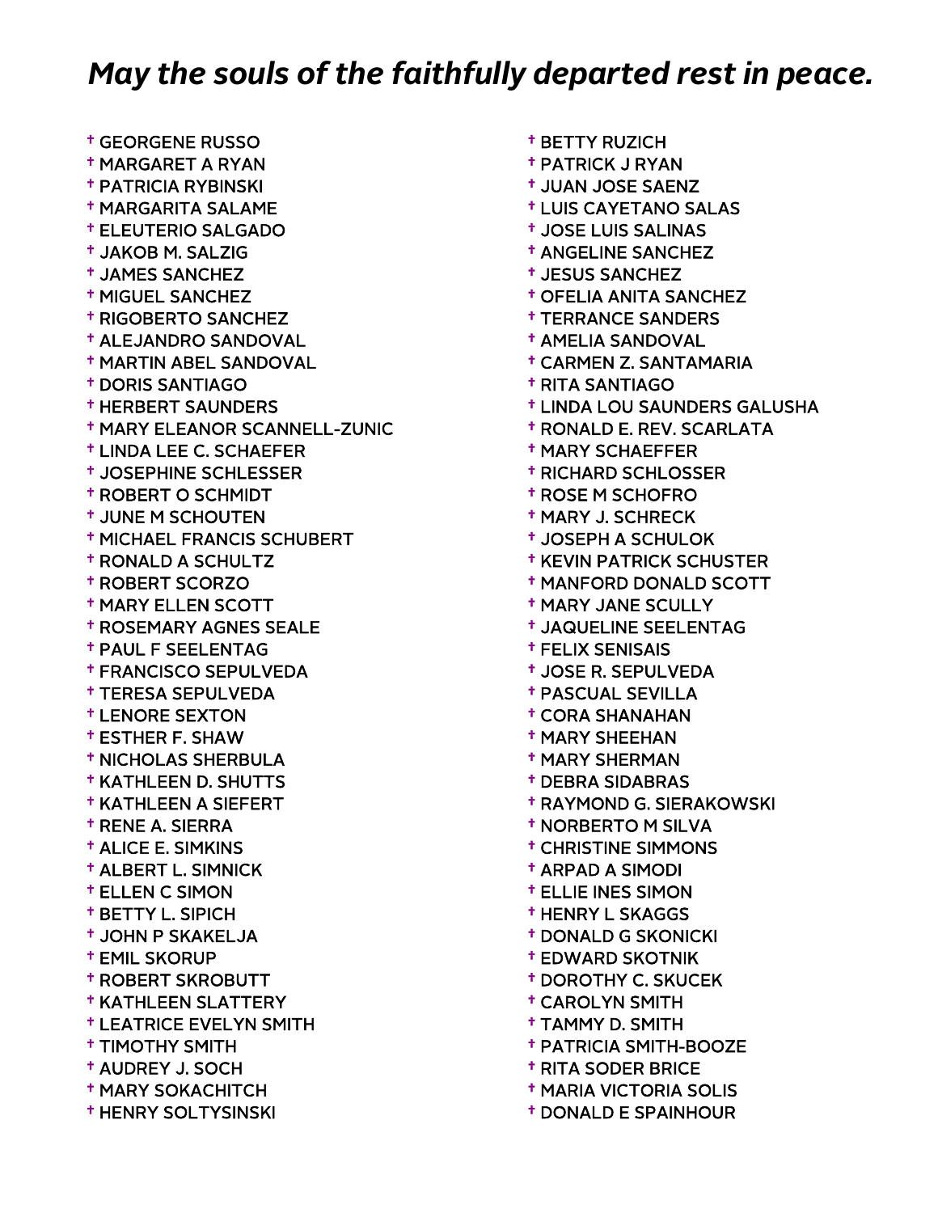# *May the souls of the faithfully departed rest in peace.*

- † GEORGENE RUSSO
- † MARGARET A RYAN
- † PATRICIA RYBINSKI
- † MARGARITA SALAME
- † ELEUTERIO SALGADO
- † JAKOB M. SALZIG
- † JAMES SANCHEZ
- † MIGUEL SANCHEZ
- † RIGOBERTO SANCHEZ
- † ALEJANDRO SANDOVAL
- † MARTIN ABEL SANDOVAL
- † DORIS SANTIAGO
- † HERBERT SAUNDERS
- † MARY ELEANOR SCANNELL-ZUNIC
- † LINDA LEE C. SCHAEFER
- † JOSEPHINE SCHLESSER
- † ROBERT O SCHMIDT
- † JUNE M SCHOUTEN
- † MICHAEL FRANCIS SCHUBERT
- † RONALD A SCHULTZ
- † ROBERT SCORZO
- † MARY ELLEN SCOTT
- † ROSEMARY AGNES SEALE
- † PAUL F SEELENTAG
- † FRANCISCO SEPULVEDA
- † TERESA SEPULVEDA
- † LENORE SEXTON
- † ESTHER F. SHAW
- † NICHOLAS SHERBULA
- † KATHLEEN D. SHUTTS
- † KATHLEEN A SIEFERT
- † RENE A. SIERRA
- † ALICE E. SIMKINS
- † ALBERT L. SIMNICK
- † ELLEN C SIMON
- † BETTY L. SIPICH
- † JOHN P SKAKELJA
- † EMIL SKORUP
- † ROBERT SKROBUTT
- † KATHLEEN SLATTERY
- † LEATRICE EVELYN SMITH
- † TIMOTHY SMITH
- † AUDREY J. SOCH
- † MARY SOKACHITCH
- † HENRY SOLTYSINSKI
- † BETTY RUZICH
- † PATRICK J RYAN
- † JUAN JOSE SAENZ
- † LUIS CAYETANO SALAS
- † JOSE LUIS SALINAS
- † ANGELINE SANCHEZ
- † JESUS SANCHEZ
- † OFELIA ANITA SANCHEZ
- † TERRANCE SANDERS
- † AMELIA SANDOVAL
- † CARMEN Z. SANTAMARIA
- † RITA SANTIAGO
- † LINDA LOU SAUNDERS GALUSHA
- † RONALD E. REV. SCARLATA
- † MARY SCHAEFFER
- † RICHARD SCHLOSSER
- † ROSE M SCHOFRO
- † MARY J. SCHRECK
- † JOSEPH A SCHULOK
- † KEVIN PATRICK SCHUSTER
- † MANFORD DONALD SCOTT
- † MARY JANE SCULLY
- † JAQUELINE SEELENTAG
- † FELIX SENISAIS
- † JOSE R. SEPULVEDA
- † PASCUAL SEVILLA
- † CORA SHANAHAN
- † MARY SHEEHAN
- † MARY SHERMAN
- † DEBRA SIDABRAS
- † RAYMOND G. SIERAKOWSKI
- † NORBERTO M SILVA
- † CHRISTINE SIMMONS
- † ARPAD A SIMODI
- † ELLIE INES SIMON
- † HENRY L SKAGGS
- † DONALD G SKONICKI
- † EDWARD SKOTNIK
- † DOROTHY C. SKUCEK
- † CAROLYN SMITH
- † TAMMY D. SMITH
- † PATRICIA SMITH-BOOZE
- † RITA SODER BRICE
- † MARIA VICTORIA SOLIS
- † DONALD E SPAINHOUR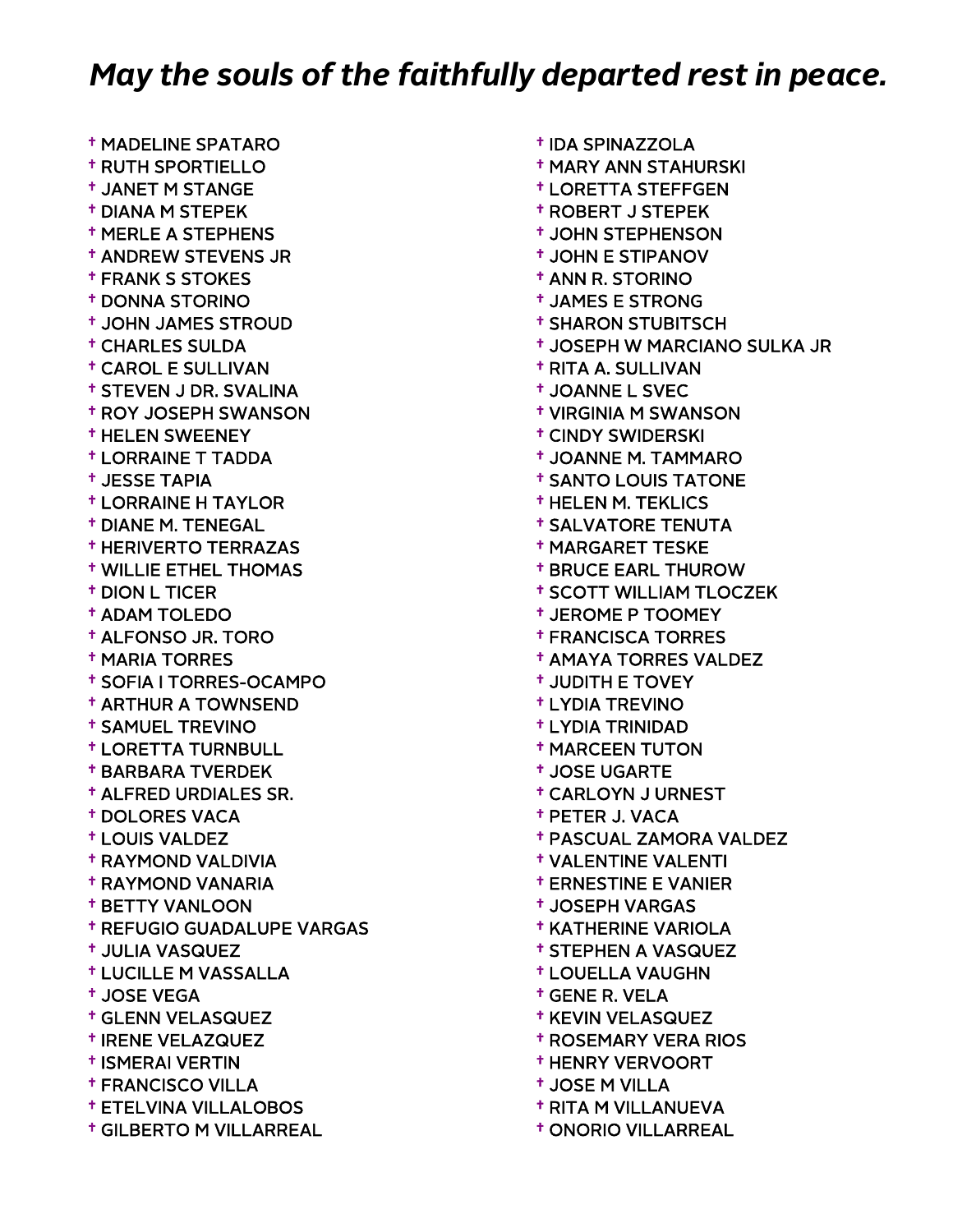## *May the souls of the faithfully departed rest in peace.*

- † MADELINE SPATARO
- † RUTH SPORTIELLO
- † JANET M STANGE
- † DIANA M STEPEK
- † MERLE A STEPHENS
- † ANDREW STEVENS JR
- † FRANK S STOKES
- † DONNA STORINO
- † JOHN JAMES STROUD
- † CHARLES SULDA
- † CAROL E SULLIVAN
- † STEVEN J DR. SVALINA
- † ROY JOSEPH SWANSON
- † HELEN SWEENEY
- † LORRAINE T TADDA
- † JESSE TAPIA
- † LORRAINE H TAYLOR
- † DIANE M. TENEGAL
- † HERIVERTO TERRAZAS
- † WILLIE ETHEL THOMAS
- † DION L TICER
- † ADAM TOLEDO
- † ALFONSO JR. TORO
- † MARIA TORRES
- † SOFIA I TORRES-OCAMPO
- † ARTHUR A TOWNSEND
- † SAMUEL TREVINO
- † LORETTA TURNBULL
- † BARBARA TVERDEK
- † ALFRED URDIALES SR.
- † DOLORES VACA
- † LOUIS VALDEZ
- † RAYMOND VALDIVIA
- † RAYMOND VANARIA
- † BETTY VANLOON
- † REFUGIO GUADALUPE VARGAS
- † JULIA VASQUEZ
- † LUCILLE M VASSALLA
- † JOSE VEGA
- † GLENN VELASQUEZ
- † IRENE VELAZQUEZ
- † ISMERAI VERTIN
- † FRANCISCO VILLA
- † ETELVINA VILLALOBOS
- † GILBERTO M VILLARREAL
- † IDA SPINAZZOLA
- † MARY ANN STAHURSKI
- † LORETTA STEFFGEN
- † ROBERT J STEPEK
- † JOHN STEPHENSON
- † JOHN E STIPANOV
- † ANN R. STORINO
- † JAMES E STRONG
- † SHARON STUBITSCH
- † JOSEPH W MARCIANO SULKA JR
- † RITA A. SULLIVAN
- † JOANNE L SVEC
- † VIRGINIA M SWANSON
- † CINDY SWIDERSKI
- † JOANNE M. TAMMARO
- † SANTO LOUIS TATONE
- † HELEN M. TEKLICS
- † SALVATORE TENUTA
- † MARGARET TESKE
- † BRUCE EARL THUROW
- † SCOTT WILLIAM TLOCZEK
- † JEROME P TOOMEY
- † FRANCISCA TORRES
- † AMAYA TORRES VALDEZ
- † JUDITH E TOVEY
- † LYDIA TREVINO
- † LYDIA TRINIDAD
- † MARCEEN TUTON
- † JOSE UGARTE
- † CARLOYN J URNEST
- † PETER J. VACA
- † PASCUAL ZAMORA VALDEZ
- † VALENTINE VALENTI
- † ERNESTINE E VANIER
- † JOSEPH VARGAS
- † KATHERINE VARIOLA
- † STEPHEN A VASQUEZ
- † LOUELLA VAUGHN
- † GENE R. VELA
- † KEVIN VELASQUEZ
- † ROSEMARY VERA RIOS
- † HENRY VERVOORT
- † JOSE M VILLA
- † RITA M VILLANUEVA
- † ONORIO VILLARREAL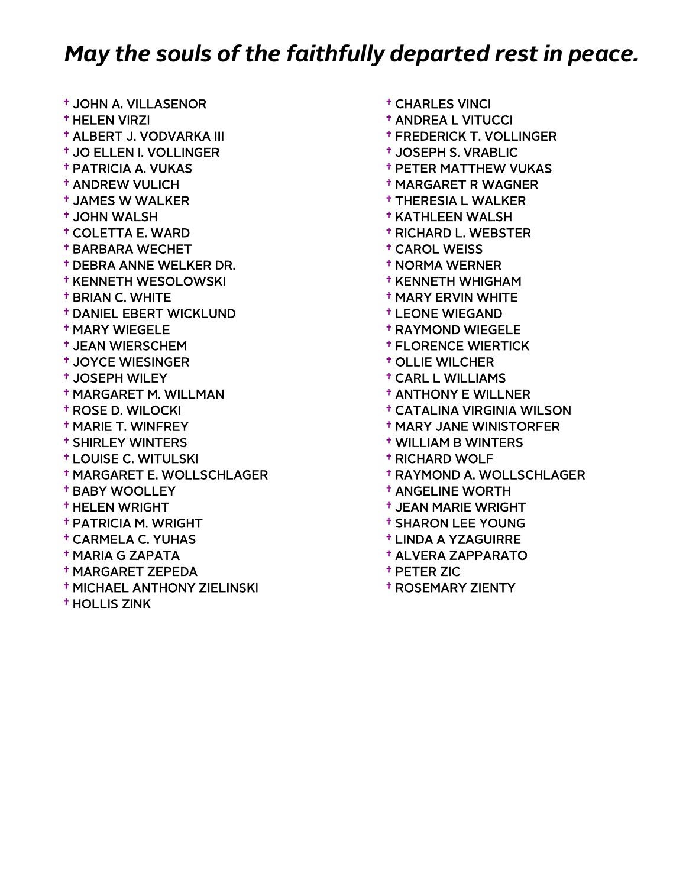# *May the souls of the faithfully departed rest in peace.*

- † JOHN A. VILLASENOR
- † HELEN VIRZI
- † ALBERT J. VODVARKA III
- † JO ELLEN I. VOLLINGER
- † PATRICIA A. VUKAS
- † ANDREW VULICH
- † JAMES W WALKER
- † JOHN WALSH
- † COLETTA E. WARD
- † BARBARA WECHET
- † DEBRA ANNE WELKER DR.
- † KENNETH WESOLOWSKI
- † BRIAN C. WHITE
- † DANIEL EBERT WICKLUND
- † MARY WIEGELE
- † JEAN WIERSCHEM
- † JOYCE WIESINGER
- † JOSEPH WILEY
- † MARGARET M. WILLMAN
- † ROSE D. WILOCKI
- † MARIE T. WINFREY
- † SHIRLEY WINTERS
- † LOUISE C. WITULSKI
- † MARGARET E. WOLLSCHLAGER
- † BABY WOOLLEY
- † HELEN WRIGHT
- † PATRICIA M. WRIGHT
- † CARMELA C. YUHAS
- † MARIA G ZAPATA
- † MARGARET ZEPEDA
- † MICHAEL ANTHONY ZIELINSKI
- † HOLLIS ZINK
- † CHARLES VINCI
- † ANDREA L VITUCCI
- † FREDERICK T. VOLLINGER
- † JOSEPH S. VRABLIC
- † PETER MATTHEW VUKAS
- † MARGARET R WAGNER
- † THERESIA L WALKER
- † KATHLEEN WALSH
- † RICHARD L. WEBSTER
- † CAROL WEISS
- † NORMA WERNER
- † KENNETH WHIGHAM
- † MARY ERVIN WHITE
- † LEONE WIEGAND
- † RAYMOND WIEGELE
- † FLORENCE WIERTICK
- † OLLIE WILCHER
- † CARL L WILLIAMS
- † ANTHONY E WILLNER
- † CATALINA VIRGINIA WILSON
- † MARY JANE WINISTORFER
- † WILLIAM B WINTERS
- † RICHARD WOLF
- † RAYMOND A. WOLLSCHLAGER
- † ANGELINE WORTH
- † JEAN MARIE WRIGHT
- † SHARON LEE YOUNG
- † LINDA A YZAGUIRRE
- † ALVERA ZAPPARATO
- † PETER ZIC
- † ROSEMARY ZIENTY